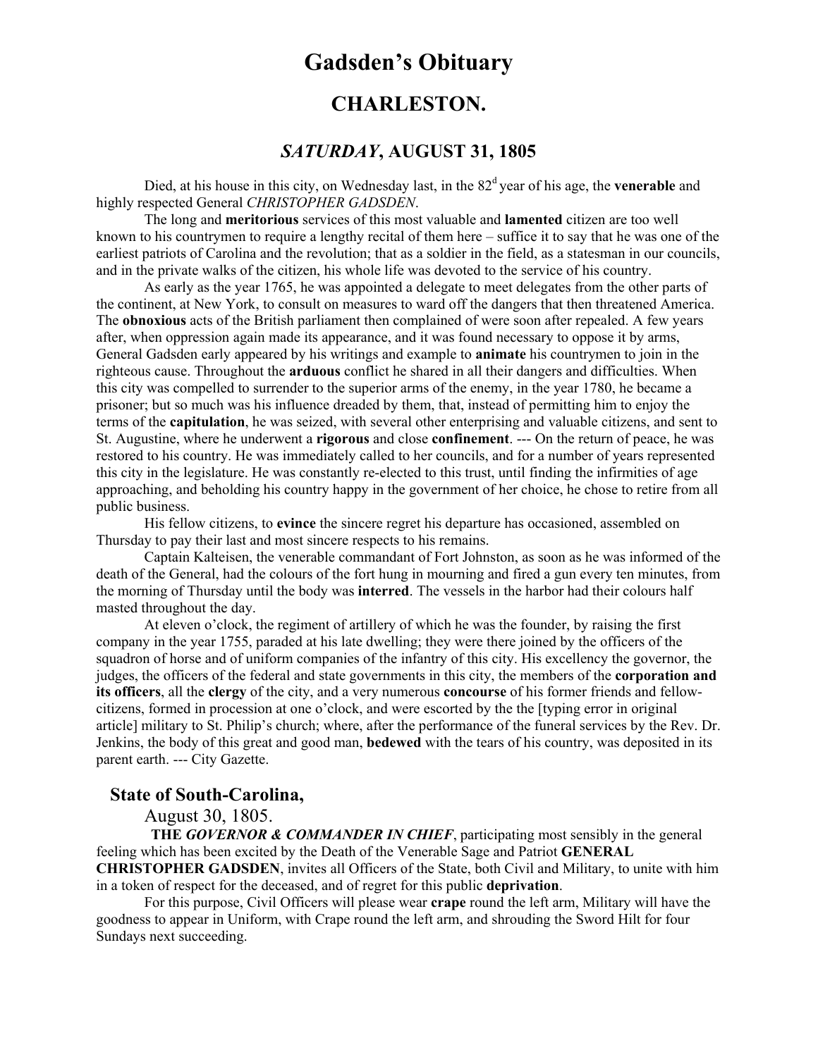# Gadsden's Obituary

## CHARLESTON.

### *SATURDAY*, AUGUST 31, 1805

Died, at his house in this city, on Wednesday last, in the 82[d] year of his age, the **venerable** and highly respected General *CHRISTOPHER GADSDEN*.

The long and **meritorious** services of this most valuable and **lamented** citizen are too well known to his countrymen to require a lengthy recital of them here – suffice it to say that he was one of the earliest patriots of Carolina and the revolution; that as a soldier in the field, as a statesman in our councils, and in the private walks of the citizen, his whole life was devoted to the service of his country.

As early as the year 1765, he was appointed a delegate to meet delegates from the other parts of the continent, at New York, to consult on measures to ward off the dangers that then threatened America. The **obnoxious** acts of the British parliament then complained of were soon after repealed. A few years after, when oppression again made its appearance, and it was found necessary to oppose it by arms, General Gadsden early appeared by his writings and example to **animate** his countrymen to join in the righteous cause. Throughout the **arduous** conflict he shared in all their dangers and difficulties. When this city was compelled to surrender to the superior arms of the enemy, in the year 1780, he became a prisoner; but so much was his influence dreaded by them, that, instead of permitting him to enjoy the terms of the **capitulation**, he was seized, with several other enterprising and valuable citizens, and sent to St. Augustine, where he underwent a **rigorous** and close **confinement**. --- On the return of peace, he was restored to his country. He was immediately called to her councils, and for a number of years represented this city in the legislature. He was constantly re-elected to this trust, until finding the infirmities of age approaching, and beholding his country happy in the government of her choice, he chose to retire from all public business.

His fellow citizens, to **evince** the sincere regret his departure has occasioned, assembled on Thursday to pay their last and most sincere respects to his remains.

Captain Kalteisen, the venerable commandant of Fort Johnston, as soon as he was informed of the death of the General, had the colours of the fort hung in mourning and fired a gun every ten minutes, from the morning of Thursday until the body was **interred**. The vessels in the harbor had their colours half masted throughout the day.

At eleven o'clock, the regiment of artillery of which he was the founder, by raising the first company in the year 1755, paraded at his late dwelling; they were there joined by the officers of the squadron of horse and of uniform companies of the infantry of this city. His excellency the governor, the judges, the officers of the federal and state governments in this city, the members of the **corporation and its officers**, all the **clergy** of the city, and a very numerous **concourse** of his former friends and fellow-citizens, formed in procession at one o'clock, and were escorted by the the [typing error in original article] military to St. Philip's church; where, after the performance of the funeral services by the Rev. Dr. Jenkins, the body of this great and good man, **bedewed** with the tears of his country, was deposited in its parent earth. --- City Gazette.

### State of South-Carolina,

August 30, 1805.

**THE *GOVERNOR & COMMANDER IN CHIEF***, participating most sensibly in the general feeling which has been excited by the Death of the Venerable Sage and Patriot **GENERAL CHRISTOPHER GADSDEN**, invites all Officers of the State, both Civil and Military, to unite with him in a token of respect for the deceased, and of regret for this public **deprivation**.

For this purpose, Civil Officers will please wear **crape** round the left arm, Military will have the goodness to appear in Uniform, with Crape round the left arm, and shrouding the Sword Hilt for four Sundays next succeeding.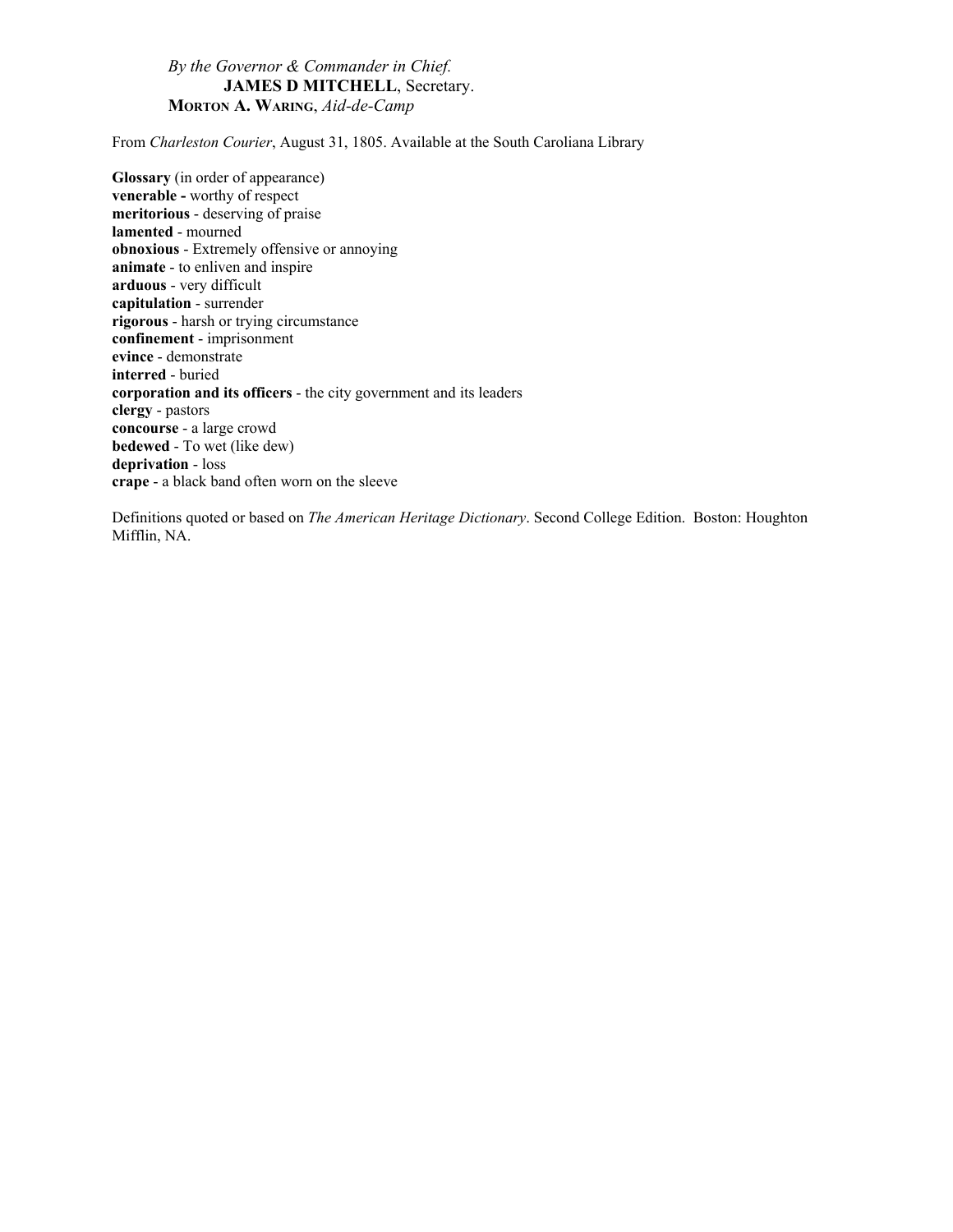*By the Governor & Commander in Chief.*
**JAMES D MITCHELL**, Secretary.
**MORTON A. WARING**, *Aid-de-Camp*

From *Charleston Courier*, August 31, 1805. Available at the South Caroliana Library

**Glossary** (in order of appearance)
**venerable -** worthy of respect
**meritorious** - deserving of praise
**lamented** - mourned
**obnoxious** - Extremely offensive or annoying
**animate** - to enliven and inspire
**arduous** - very difficult
**capitulation** - surrender
**rigorous** - harsh or trying circumstance
**confinement** - imprisonment
**evince** - demonstrate
**interred** - buried
**corporation and its officers** - the city government and its leaders
**clergy** - pastors
**concourse** - a large crowd
**bedewed** - To wet (like dew)
**deprivation** - loss
**crape** - a black band often worn on the sleeve

Definitions quoted or based on *The American Heritage Dictionary*. Second College Edition. Boston: Houghton Mifflin, NA.